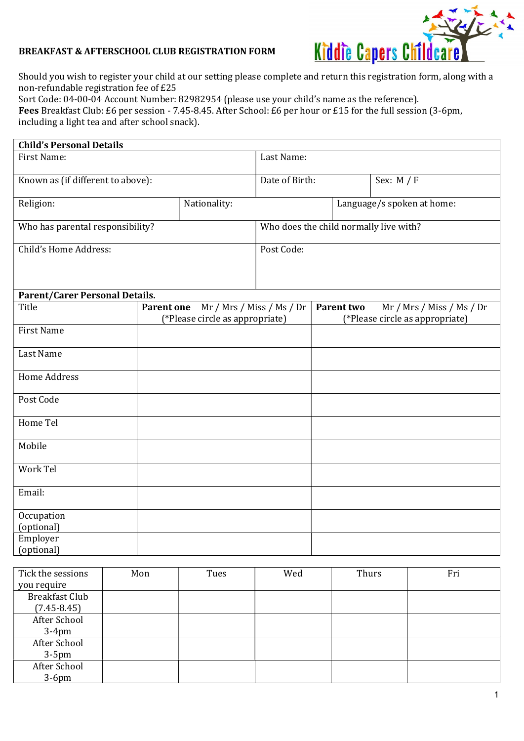# BREAKFAST & AFTERSCHOOL CLUB REGISTRATION FORM

Kiddie Capers Childcare

Should you wish to register your child at our setting please complete and return this registration form, along with a non-refundable registration fee of £25

Sort Code: 04-00-04 Account Number: 82982954 (please use your child's name as the reference).

**Fees** Breakfast Club: £6 per session - 7.45-8.45. After School: £6 per hour or £15 for the full session (3-6pm, including a light tea and after school snack).

| **Child's Personal Details** | | |
|---|---|---|
| First Name: | Last Name: | |
| Known as (if different to above): | Date of Birth: | Sex: M / F |
| Religion: | Nationality: | Language/s spoken at home: |
| Who has parental responsibility? | Who does the child normally live with? | |
| Child's Home Address: | Post Code: | |

| **Parent/Carer Personal Details.** | | |
|---|---|---|
| Title | **Parent one** Mr / Mrs / Miss / Ms / Dr (*Please circle as appropriate) | **Parent two** Mr / Mrs / Miss / Ms / Dr (*Please circle as appropriate) |
| First Name | | |
| Last Name | | |
| Home Address | | |
| Post Code | | |
| Home Tel | | |
| Mobile | | |
| Work Tel | | |
| Email: | | |
| Occupation (optional) | | |
| Employer (optional) | | |

| Tick the sessions you require | Mon | Tues | Wed | Thurs | Fri |
|---|---|---|---|---|---|
| Breakfast Club (7.45-8.45) | | | | | |
| After School 3-4pm | | | | | |
| After School 3-5pm | | | | | |
| After School 3-6pm | | | | | |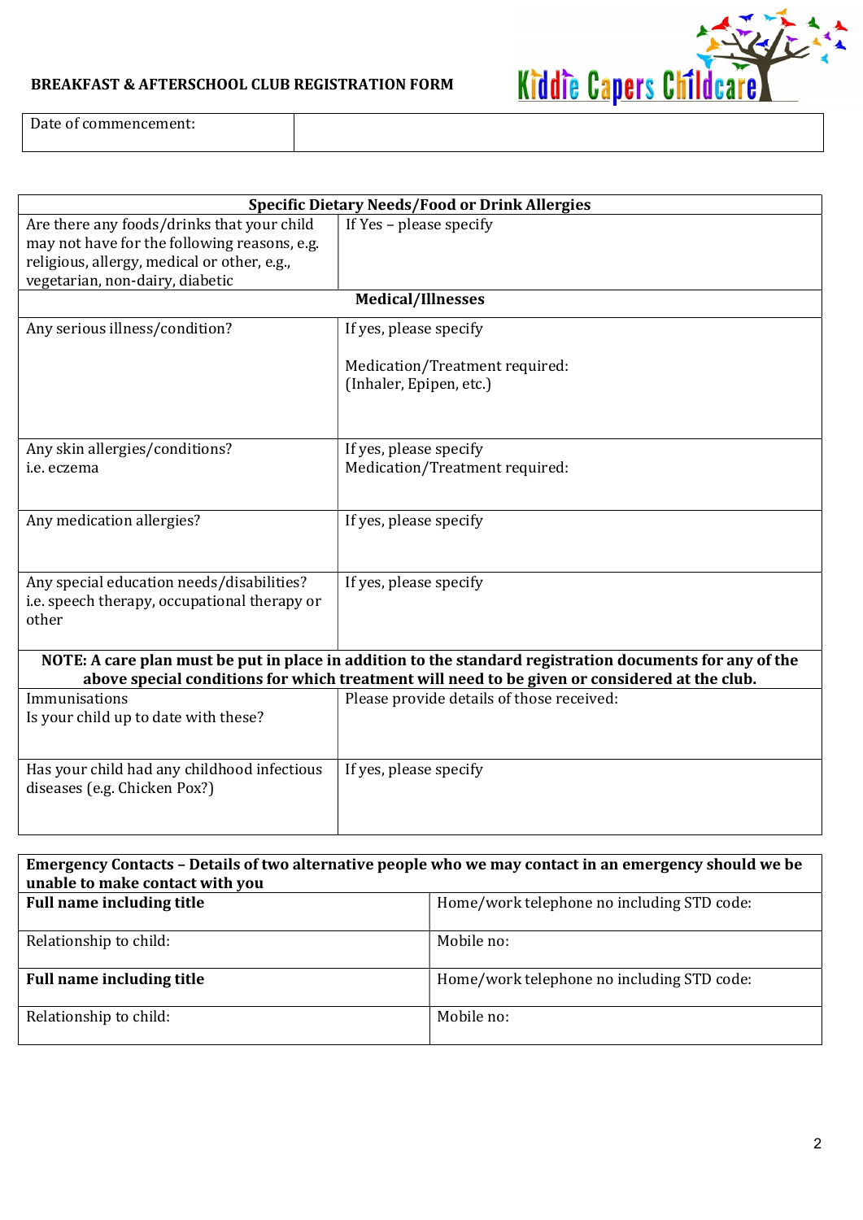**BREAKFAST & AFTERSCHOOL CLUB REGISTRATION FORM**

Kiddie Capers Childcare

| Date of commencement: | |
|---|---|

| **Specific Dietary Needs/Food or Drink Allergies** | |
|---|---|
| Are there any foods/drinks that your child may not have for the following reasons, e.g. religious, allergy, medical or other, e.g., vegetarian, non-dairy, diabetic | If Yes – please specify |
| **Medical/Illnesses** | |
| Any serious illness/condition? | If yes, please specify<br><br>Medication/Treatment required:<br>(Inhaler, Epipen, etc.) |
| Any skin allergies/conditions?<br>i.e. eczema | If yes, please specify<br>Medication/Treatment required: |
| Any medication allergies? | If yes, please specify |
| Any special education needs/disabilities?<br>i.e. speech therapy, occupational therapy or other | If yes, please specify |
| **NOTE: A care plan must be put in place in addition to the standard registration documents for any of the above special conditions for which treatment will need to be given or considered at the club.** | |
| Immunisations<br>Is your child up to date with these? | Please provide details of those received: |
| Has your child had any childhood infectious diseases (e.g. Chicken Pox?) | If yes, please specify |

| **Emergency Contacts – Details of two alternative people who we may contact in an emergency should we be unable to make contact with you** | |
|---|---|
| **Full name including title** | Home/work telephone no including STD code: |
| Relationship to child: | Mobile no: |
| **Full name including title** | Home/work telephone no including STD code: |
| Relationship to child: | Mobile no: |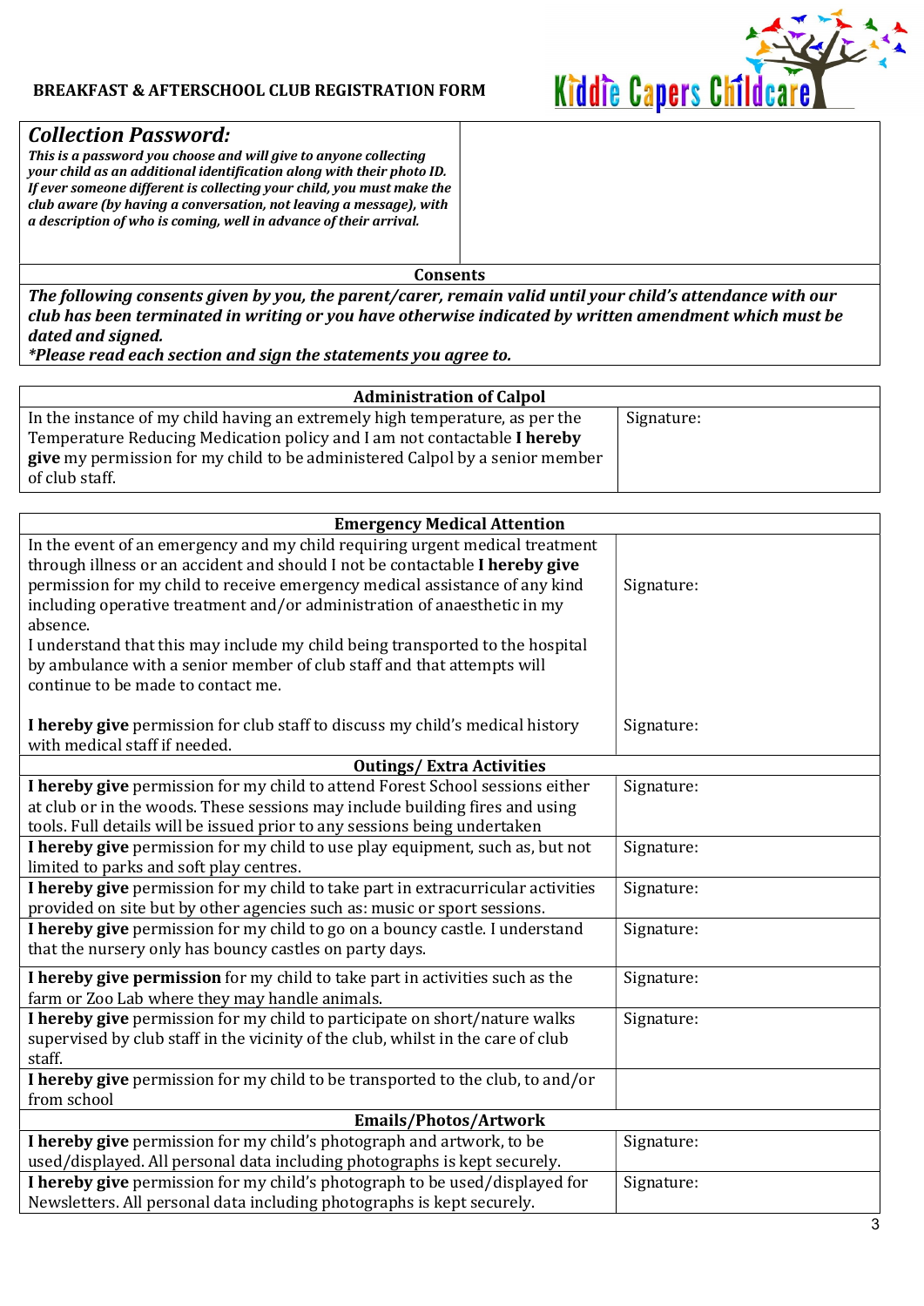## BREAKFAST & AFTERSCHOOL CLUB REGISTRATION FORM

Kiddie Capers Childcare

| ***Collection Password:*** ***This is a password you choose and will give to anyone collecting your child as an additional identification along with their photo ID. If ever someone different is collecting your child, you must make the club aware (by having a conversation, not leaving a message), with a description of who is coming, well in advance of their arrival.*** | |
|---|---|

**Consents**

***The following consents given by you, the parent/carer, remain valid until your child's attendance with our club has been terminated in writing or you have otherwise indicated by written amendment which must be dated and signed.***
***\*Please read each section and sign the statements you agree to.***

| **Administration of Calpol** | |
|---|---|
| In the instance of my child having an extremely high temperature, as per the Temperature Reducing Medication policy and I am not contactable **I hereby give** my permission for my child to be administered Calpol by a senior member of club staff. | Signature: |

| **Emergency Medical Attention** | |
|---|---|
| In the event of an emergency and my child requiring urgent medical treatment through illness or an accident and should I not be contactable **I hereby give** permission for my child to receive emergency medical assistance of any kind including operative treatment and/or administration of anaesthetic in my absence. I understand that this may include my child being transported to the hospital by ambulance with a senior member of club staff and that attempts will continue to be made to contact me. | Signature: |
| **I hereby give** permission for club staff to discuss my child's medical history with medical staff if needed. | Signature: |
| **Outings/ Extra Activities** | |
| **I hereby give** permission for my child to attend Forest School sessions either at club or in the woods. These sessions may include building fires and using tools. Full details will be issued prior to any sessions being undertaken | Signature: |
| **I hereby give** permission for my child to use play equipment, such as, but not limited to parks and soft play centres. | Signature: |
| **I hereby give** permission for my child to take part in extracurricular activities provided on site but by other agencies such as: music or sport sessions. | Signature: |
| **I hereby give** permission for my child to go on a bouncy castle. I understand that the nursery only has bouncy castles on party days. | Signature: |
| **I hereby give permission** for my child to take part in activities such as the farm or Zoo Lab where they may handle animals. | Signature: |
| **I hereby give** permission for my child to participate on short/nature walks supervised by club staff in the vicinity of the club, whilst in the care of club staff. | Signature: |
| **I hereby give** permission for my child to be transported to the club, to and/or from school | |
| **Emails/Photos/Artwork** | |
| **I hereby give** permission for my child's photograph and artwork, to be used/displayed. All personal data including photographs is kept securely. | Signature: |
| **I hereby give** permission for my child's photograph to be used/displayed for Newsletters. All personal data including photographs is kept securely. | Signature: |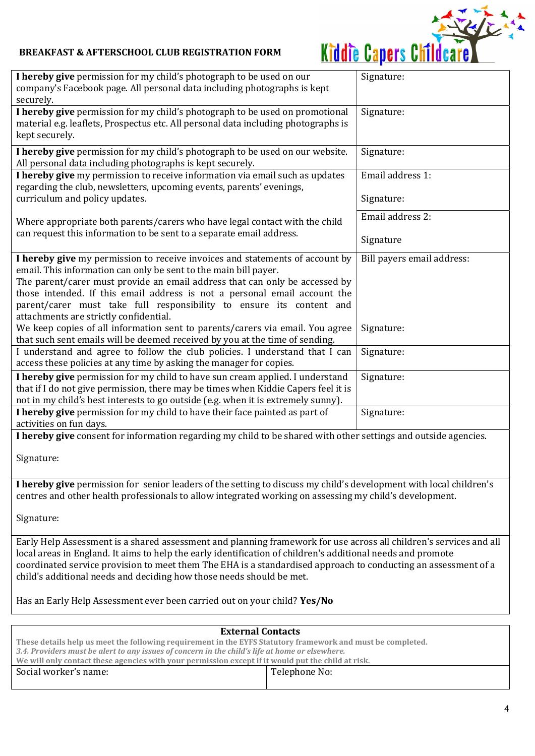**BREAKFAST & AFTERSCHOOL CLUB REGISTRATION FORM**

Kiddie Capers Childcare

| | |
|---|---|
| **I hereby give** permission for my child's photograph to be used on our company's Facebook page. All personal data including photographs is kept securely. | Signature: |
| **I hereby give** permission for my child's photograph to be used on promotional material e.g. leaflets, Prospectus etc. All personal data including photographs is kept securely. | Signature: |
| **I hereby give** permission for my child's photograph to be used on our website. All personal data including photographs is kept securely. | Signature: |
| **I hereby give** my permission to receive information via email such as updates regarding the club, newsletters, upcoming events, parents' evenings, curriculum and policy updates. | Email address 1:<br><br>Signature: |
| Where appropriate both parents/carers who have legal contact with the child can request this information to be sent to a separate email address. | Email address 2:<br><br>Signature |
| **I hereby give** my permission to receive invoices and statements of account by email. This information can only be sent to the main bill payer.<br>The parent/carer must provide an email address that can only be accessed by those intended. If this email address is not a personal email account the parent/carer must take full responsibility to ensure its content and attachments are strictly confidential.<br>We keep copies of all information sent to parents/carers via email. You agree that such sent emails will be deemed received by you at the time of sending. | Bill payers email address:<br><br>Signature: |
| I understand and agree to follow the club policies. I understand that I can access these policies at any time by asking the manager for copies. | Signature: |
| **I hereby give** permission for my child to have sun cream applied. I understand that if I do not give permission, there may be times when Kiddie Capers feel it is not in my child's best interests to go outside (e.g. when it is extremely sunny). | Signature: |
| **I hereby give** permission for my child to have their face painted as part of activities on fun days. | Signature: |

**I hereby give** consent for information regarding my child to be shared with other settings and outside agencies.

Signature:

**I hereby give** permission for senior leaders of the setting to discuss my child's development with local children's centres and other health professionals to allow integrated working on assessing my child's development.

Signature:

Early Help Assessment is a shared assessment and planning framework for use across all children's services and all local areas in England. It aims to help the early identification of children's additional needs and promote coordinated service provision to meet them The EHA is a standardised approach to conducting an assessment of a child's additional needs and deciding how those needs should be met.

Has an Early Help Assessment ever been carried out on your child? **Yes/No**

**External Contacts**

**These details help us meet the following requirement in the EYFS Statutory framework and must be completed.**
***3.4. Providers must be alert to any issues of concern in the child's life at home or elsewhere.***
**We will only contact these agencies with your permission except if it would put the child at risk.**

| Social worker's name: | Telephone No: |
|---|---|
| | |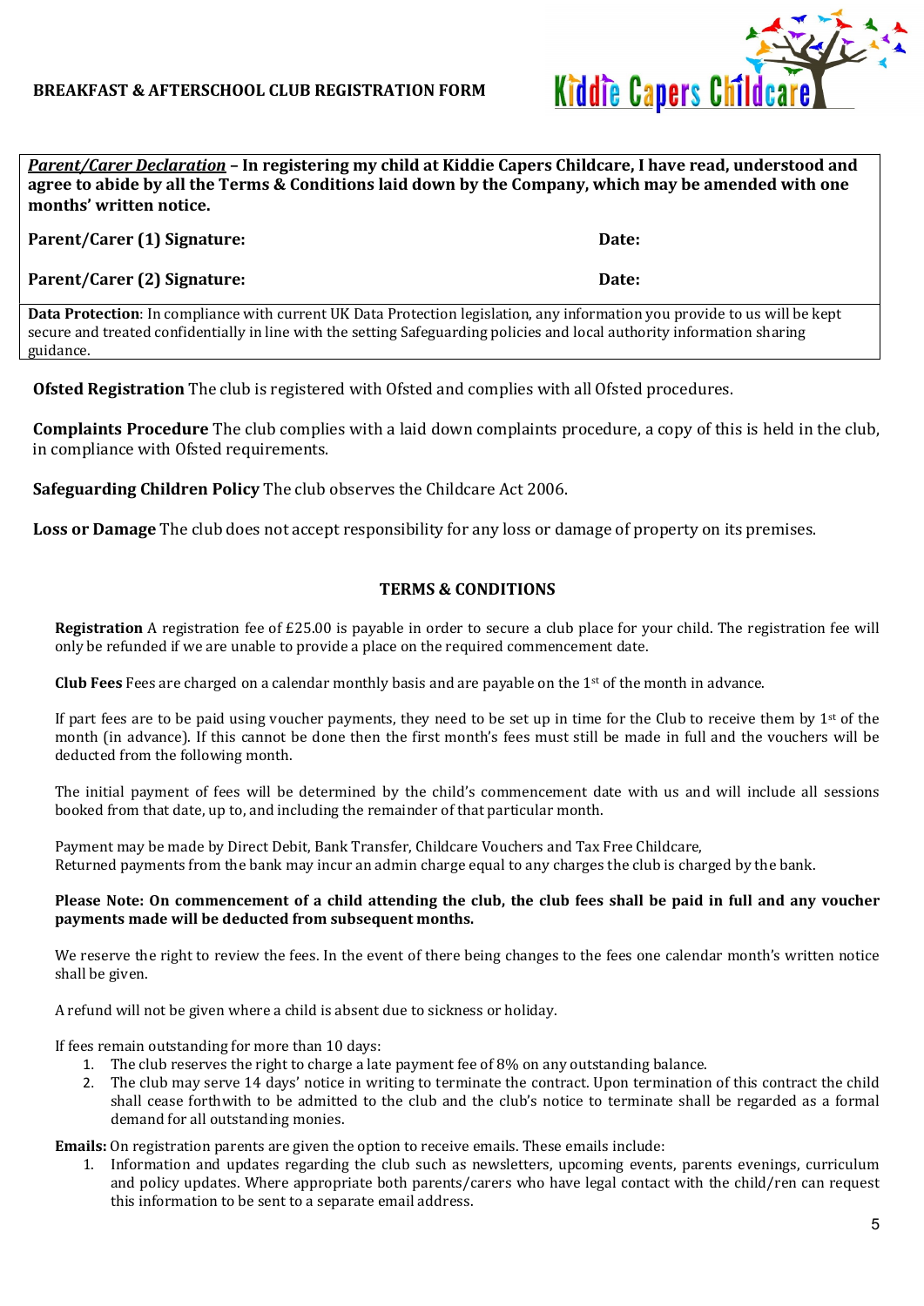**BREAKFAST & AFTERSCHOOL CLUB REGISTRATION FORM**

Kiddie Capers Childcare

***Parent/Carer Declaration*** **– In registering my child at Kiddie Capers Childcare, I have read, understood and agree to abide by all the Terms & Conditions laid down by the Company, which may be amended with one months' written notice.**

| | |
|---|---|
| **Parent/Carer (1) Signature:** | **Date:** |
| **Parent/Carer (2) Signature:** | **Date:** |

**Data Protection**: In compliance with current UK Data Protection legislation, any information you provide to us will be kept secure and treated confidentially in line with the setting Safeguarding policies and local authority information sharing guidance.

**Ofsted Registration** The club is registered with Ofsted and complies with all Ofsted procedures.

**Complaints Procedure** The club complies with a laid down complaints procedure, a copy of this is held in the club, in compliance with Ofsted requirements.

**Safeguarding Children Policy** The club observes the Childcare Act 2006.

**Loss or Damage** The club does not accept responsibility for any loss or damage of property on its premises.

## TERMS & CONDITIONS

**Registration** A registration fee of £25.00 is payable in order to secure a club place for your child. The registration fee will only be refunded if we are unable to provide a place on the required commencement date.

**Club Fees** Fees are charged on a calendar monthly basis and are payable on the 1st of the month in advance.

If part fees are to be paid using voucher payments, they need to be set up in time for the Club to receive them by 1st of the month (in advance). If this cannot be done then the first month's fees must still be made in full and the vouchers will be deducted from the following month.

The initial payment of fees will be determined by the child's commencement date with us and will include all sessions booked from that date, up to, and including the remainder of that particular month.

Payment may be made by Direct Debit, Bank Transfer, Childcare Vouchers and Tax Free Childcare,
Returned payments from the bank may incur an admin charge equal to any charges the club is charged by the bank.

**Please Note: On commencement of a child attending the club, the club fees shall be paid in full and any voucher payments made will be deducted from subsequent months.**

We reserve the right to review the fees. In the event of there being changes to the fees one calendar month's written notice shall be given.

A refund will not be given where a child is absent due to sickness or holiday.

If fees remain outstanding for more than 10 days:

1. The club reserves the right to charge a late payment fee of 8% on any outstanding balance.
2. The club may serve 14 days' notice in writing to terminate the contract. Upon termination of this contract the child shall cease forthwith to be admitted to the club and the club's notice to terminate shall be regarded as a formal demand for all outstanding monies.

**Emails:** On registration parents are given the option to receive emails. These emails include:

1. Information and updates regarding the club such as newsletters, upcoming events, parents evenings, curriculum and policy updates. Where appropriate both parents/carers who have legal contact with the child/ren can request this information to be sent to a separate email address.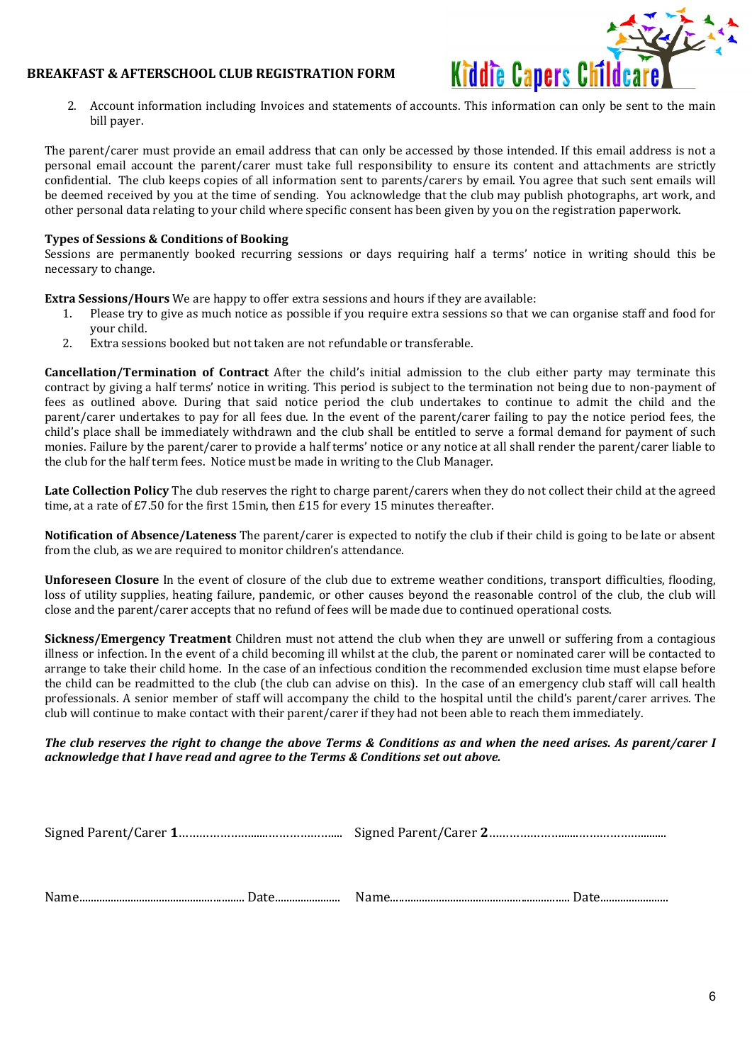2. Account information including Invoices and statements of accounts. This information can only be sent to the main bill payer.

The parent/carer must provide an email address that can only be accessed by those intended. If this email address is not a personal email account the parent/carer must take full responsibility to ensure its content and attachments are strictly confidential. The club keeps copies of all information sent to parents/carers by email. You agree that such sent emails will be deemed received by you at the time of sending. You acknowledge that the club may publish photographs, art work, and other personal data relating to your child where specific consent has been given by you on the registration paperwork.

**Types of Sessions & Conditions of Booking**
Sessions are permanently booked recurring sessions or days requiring half a terms' notice in writing should this be necessary to change.

**Extra Sessions/Hours** We are happy to offer extra sessions and hours if they are available:

1. Please try to give as much notice as possible if you require extra sessions so that we can organise staff and food for your child.
2. Extra sessions booked but not taken are not refundable or transferable.

**Cancellation/Termination of Contract** After the child's initial admission to the club either party may terminate this contract by giving a half terms' notice in writing. This period is subject to the termination not being due to non-payment of fees as outlined above. During that said notice period the club undertakes to continue to admit the child and the parent/carer undertakes to pay for all fees due. In the event of the parent/carer failing to pay the notice period fees, the child's place shall be immediately withdrawn and the club shall be entitled to serve a formal demand for payment of such monies. Failure by the parent/carer to provide a half terms' notice or any notice at all shall render the parent/carer liable to the club for the half term fees. Notice must be made in writing to the Club Manager.

**Late Collection Policy** The club reserves the right to charge parent/carers when they do not collect their child at the agreed time, at a rate of £7.50 for the first 15min, then £15 for every 15 minutes thereafter.

**Notification of Absence/Lateness** The parent/carer is expected to notify the club if their child is going to be late or absent from the club, as we are required to monitor children's attendance.

**Unforeseen Closure** In the event of closure of the club due to extreme weather conditions, transport difficulties, flooding, loss of utility supplies, heating failure, pandemic, or other causes beyond the reasonable control of the club, the club will close and the parent/carer accepts that no refund of fees will be made due to continued operational costs.

**Sickness/Emergency Treatment** Children must not attend the club when they are unwell or suffering from a contagious illness or infection. In the event of a child becoming ill whilst at the club, the parent or nominated carer will be contacted to arrange to take their child home. In the case of an infectious condition the recommended exclusion time must elapse before the child can be readmitted to the club (the club can advise on this). In the case of an emergency club staff will call health professionals. A senior member of staff will accompany the child to the hospital until the child's parent/carer arrives. The club will continue to make contact with their parent/carer if they had not been able to reach them immediately.

***The club reserves the right to change the above Terms & Conditions as and when the need arises. As parent/carer I acknowledge that I have read and agree to the Terms & Conditions set out above.***

Signed Parent/Carer **1**…………………......……………….... Signed Parent/Carer **2**…………………......……………….......

Name.......................................................... Date....................... Name................................................................ Date........................